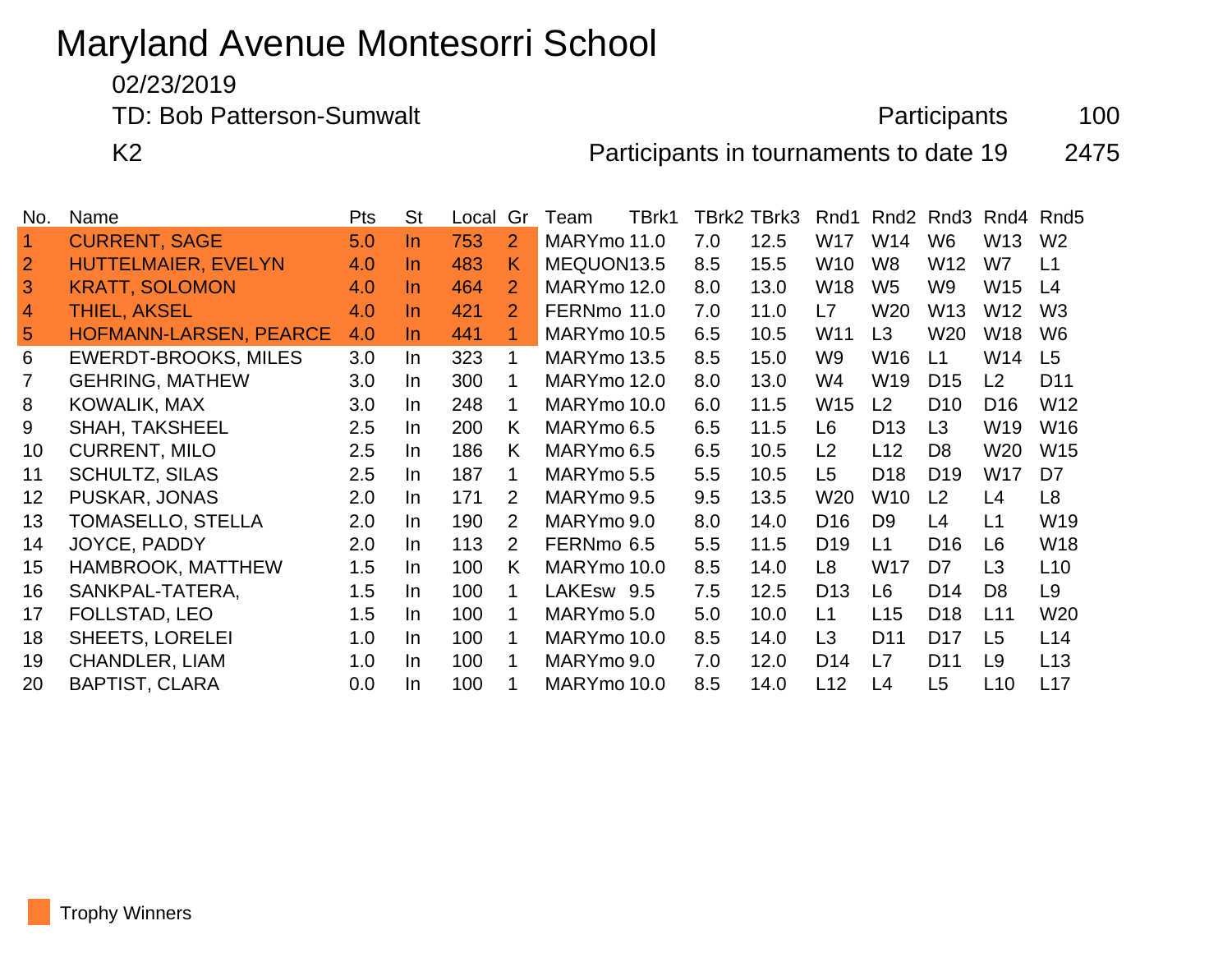# Maryland Avenue Montesorri School

02/23/2019

TD: Bob Patterson-Sumwalt

Participants 100

K2

Participants in tournaments to date 19 2475

| No. | Name | Pts | St | Local | Gr | Team | TBrk1 | TBrk2 | TBrk3 | Rnd1 | Rnd2 | Rnd3 | Rnd4 | Rnd5 |
|---|---|---|---|---|---|---|---|---|---|---|---|---|---|---|
| 1 | CURRENT, SAGE | 5.0 | In | 753 | 2 | MARYmo | 11.0 | 7.0 | 12.5 | W17 | W14 | W6 | W13 | W2 |
| 2 | HUTTELMAIER, EVELYN | 4.0 | In | 483 | K | MEQUON | 13.5 | 8.5 | 15.5 | W10 | W8 | W12 | W7 | L1 |
| 3 | KRATT, SOLOMON | 4.0 | In | 464 | 2 | MARYmo | 12.0 | 8.0 | 13.0 | W18 | W5 | W9 | W15 | L4 |
| 4 | THIEL, AKSEL | 4.0 | In | 421 | 2 | FERNmo | 11.0 | 7.0 | 11.0 | L7 | W20 | W13 | W12 | W3 |
| 5 | HOFMANN-LARSEN, PEARCE | 4.0 | In | 441 | 1 | MARYmo | 10.5 | 6.5 | 10.5 | W11 | L3 | W20 | W18 | W6 |
| 6 | EWERDT-BROOKS, MILES | 3.0 | In | 323 | 1 | MARYmo | 13.5 | 8.5 | 15.0 | W9 | W16 | L1 | W14 | L5 |
| 7 | GEHRING, MATHEW | 3.0 | In | 300 | 1 | MARYmo | 12.0 | 8.0 | 13.0 | W4 | W19 | D15 | L2 | D11 |
| 8 | KOWALIK, MAX | 3.0 | In | 248 | 1 | MARYmo | 10.0 | 6.0 | 11.5 | W15 | L2 | D10 | D16 | W12 |
| 9 | SHAH, TAKSHEEL | 2.5 | In | 200 | K | MARYmo | 6.5 | 6.5 | 11.5 | L6 | D13 | L3 | W19 | W16 |
| 10 | CURRENT, MILO | 2.5 | In | 186 | K | MARYmo | 6.5 | 6.5 | 10.5 | L2 | L12 | D8 | W20 | W15 |
| 11 | SCHULTZ, SILAS | 2.5 | In | 187 | 1 | MARYmo | 5.5 | 5.5 | 10.5 | L5 | D18 | D19 | W17 | D7 |
| 12 | PUSKAR, JONAS | 2.0 | In | 171 | 2 | MARYmo | 9.5 | 9.5 | 13.5 | W20 | W10 | L2 | L4 | L8 |
| 13 | TOMASELLO, STELLA | 2.0 | In | 190 | 2 | MARYmo | 9.0 | 8.0 | 14.0 | D16 | D9 | L4 | L1 | W19 |
| 14 | JOYCE, PADDY | 2.0 | In | 113 | 2 | FERNmo | 6.5 | 5.5 | 11.5 | D19 | L1 | D16 | L6 | W18 |
| 15 | HAMBROOK, MATTHEW | 1.5 | In | 100 | K | MARYmo | 10.0 | 8.5 | 14.0 | L8 | W17 | D7 | L3 | L10 |
| 16 | SANKPAL-TATERA, | 1.5 | In | 100 | 1 | LAKEsw | 9.5 | 7.5 | 12.5 | D13 | L6 | D14 | D8 | L9 |
| 17 | FOLLSTAD, LEO | 1.5 | In | 100 | 1 | MARYmo | 5.0 | 5.0 | 10.0 | L1 | L15 | D18 | L11 | W20 |
| 18 | SHEETS, LORELEI | 1.0 | In | 100 | 1 | MARYmo | 10.0 | 8.5 | 14.0 | L3 | D11 | D17 | L5 | L14 |
| 19 | CHANDLER, LIAM | 1.0 | In | 100 | 1 | MARYmo | 9.0 | 7.0 | 12.0 | D14 | L7 | D11 | L9 | L13 |
| 20 | BAPTIST, CLARA | 0.0 | In | 100 | 1 | MARYmo | 10.0 | 8.5 | 14.0 | L12 | L4 | L5 | L10 | L17 |

Trophy Winners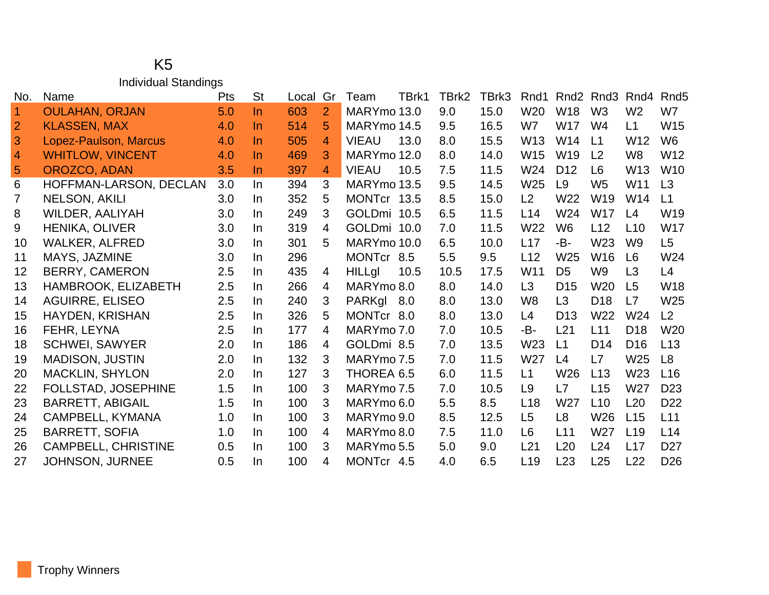# K5

## Individual Standings

| No. | Name | Pts | St | Local | Gr | Team | TBrk1 | TBrk2 | TBrk3 | Rnd1 | Rnd2 | Rnd3 | Rnd4 | Rnd5 |
|---|---|---|---|---|---|---|---|---|---|---|---|---|---|---|
| 1 | OULAHAN, ORJAN | 5.0 | In | 603 | 2 | MARYmo | 13.0 | 9.0 | 15.0 | W20 | W18 | W3 | W2 | W7 |
| 2 | KLASSEN, MAX | 4.0 | In | 514 | 5 | MARYmo | 14.5 | 9.5 | 16.5 | W7 | W17 | W4 | L1 | W15 |
| 3 | Lopez-Paulson, Marcus | 4.0 | In | 505 | 4 | VIEAU | 13.0 | 8.0 | 15.5 | W13 | W14 | L1 | W12 | W6 |
| 4 | WHITLOW, VINCENT | 4.0 | In | 469 | 3 | MARYmo | 12.0 | 8.0 | 14.0 | W15 | W19 | L2 | W8 | W12 |
| 5 | OROZCO, ADAN | 3.5 | In | 397 | 4 | VIEAU | 10.5 | 7.5 | 11.5 | W24 | D12 | L6 | W13 | W10 |
| 6 | HOFFMAN-LARSON, DECLAN | 3.0 | In | 394 | 3 | MARYmo | 13.5 | 9.5 | 14.5 | W25 | L9 | W5 | W11 | L3 |
| 7 | NELSON, AKILI | 3.0 | In | 352 | 5 | MONTcr | 13.5 | 8.5 | 15.0 | L2 | W22 | W19 | W14 | L1 |
| 8 | WILDER, AALIYAH | 3.0 | In | 249 | 3 | GOLDmi | 10.5 | 6.5 | 11.5 | L14 | W24 | W17 | L4 | W19 |
| 9 | HENIKA, OLIVER | 3.0 | In | 319 | 4 | GOLDmi | 10.0 | 7.0 | 11.5 | W22 | W6 | L12 | L10 | W17 |
| 10 | WALKER, ALFRED | 3.0 | In | 301 | 5 | MARYmo | 10.0 | 6.5 | 10.0 | L17 | -B- | W23 | W9 | L5 |
| 11 | MAYS, JAZMINE | 3.0 | In | 296 | | MONTcr | 8.5 | 5.5 | 9.5 | L12 | W25 | W16 | L6 | W24 |
| 12 | BERRY, CAMERON | 2.5 | In | 435 | 4 | HILLgl | 10.5 | 10.5 | 17.5 | W11 | D5 | W9 | L3 | L4 |
| 13 | HAMBROOK, ELIZABETH | 2.5 | In | 266 | 4 | MARYmo | 8.0 | 8.0 | 14.0 | L3 | D15 | W20 | L5 | W18 |
| 14 | AGUIRRE, ELISEO | 2.5 | In | 240 | 3 | PARKgl | 8.0 | 8.0 | 13.0 | W8 | L3 | D18 | L7 | W25 |
| 15 | HAYDEN, KRISHAN | 2.5 | In | 326 | 5 | MONTcr | 8.0 | 8.0 | 13.0 | L4 | D13 | W22 | W24 | L2 |
| 16 | FEHR, LEYNA | 2.5 | In | 177 | 4 | MARYmo | 7.0 | 7.0 | 10.5 | -B- | L21 | L11 | D18 | W20 |
| 18 | SCHWEI, SAWYER | 2.0 | In | 186 | 4 | GOLDmi | 8.5 | 7.0 | 13.5 | W23 | L1 | D14 | D16 | L13 |
| 19 | MADISON, JUSTIN | 2.0 | In | 132 | 3 | MARYmo | 7.5 | 7.0 | 11.5 | W27 | L4 | L7 | W25 | L8 |
| 20 | MACKLIN, SHYLON | 2.0 | In | 127 | 3 | THOREA | 6.5 | 6.0 | 11.5 | L1 | W26 | L13 | W23 | L16 |
| 22 | FOLLSTAD, JOSEPHINE | 1.5 | In | 100 | 3 | MARYmo | 7.5 | 7.0 | 10.5 | L9 | L7 | L15 | W27 | D23 |
| 23 | BARRETT, ABIGAIL | 1.5 | In | 100 | 3 | MARYmo | 6.0 | 5.5 | 8.5 | L18 | W27 | L10 | L20 | D22 |
| 24 | CAMPBELL, KYMANA | 1.0 | In | 100 | 3 | MARYmo | 9.0 | 8.5 | 12.5 | L5 | L8 | W26 | L15 | L11 |
| 25 | BARRETT, SOFIA | 1.0 | In | 100 | 4 | MARYmo | 8.0 | 7.5 | 11.0 | L6 | L11 | W27 | L19 | L14 |
| 26 | CAMPBELL, CHRISTINE | 0.5 | In | 100 | 3 | MARYmo | 5.5 | 5.0 | 9.0 | L21 | L20 | L24 | L17 | D27 |
| 27 | JOHNSON, JURNEE | 0.5 | In | 100 | 4 | MONTcr | 4.5 | 4.0 | 6.5 | L19 | L23 | L25 | L22 | D26 |

Trophy Winners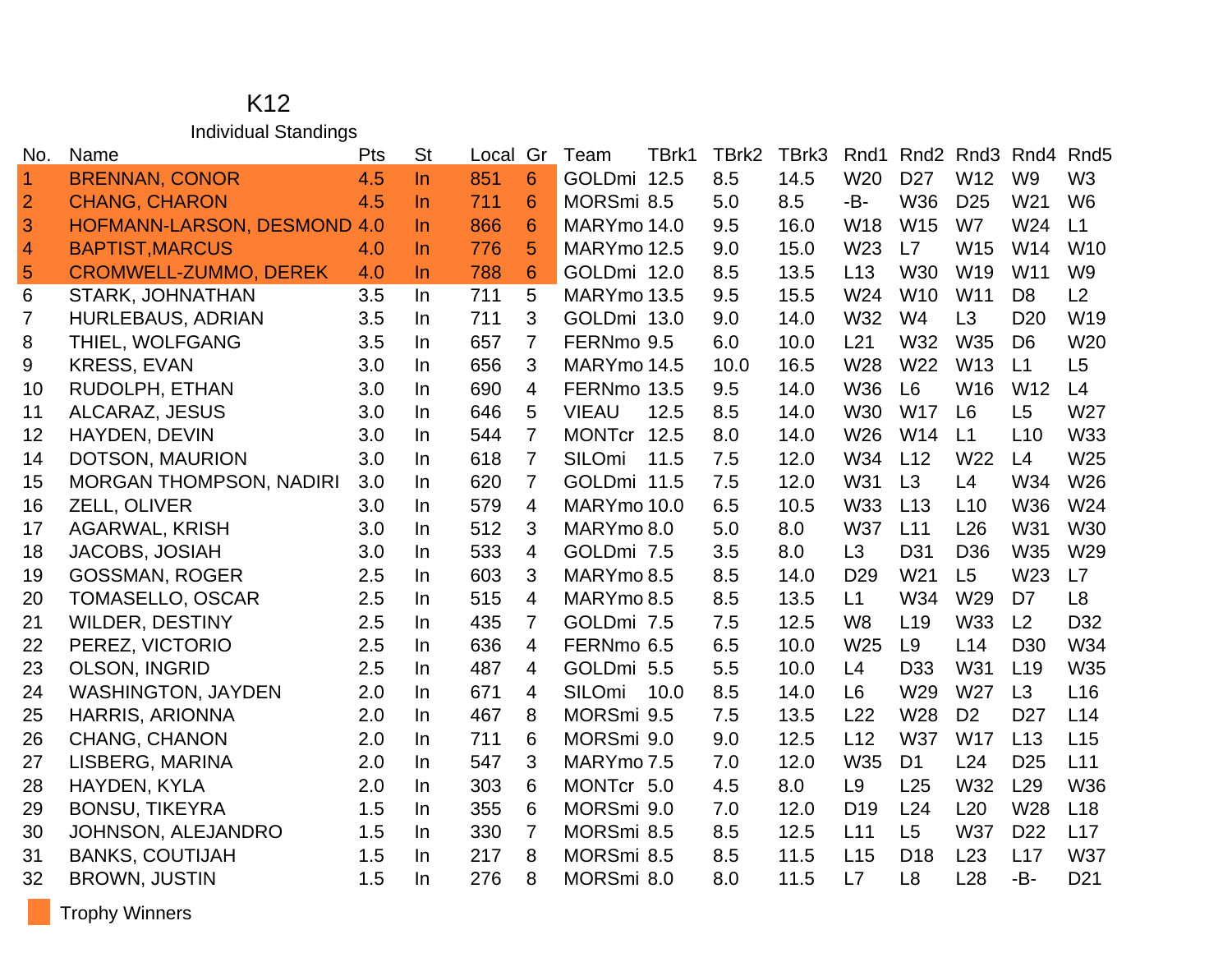# K12

## Individual Standings

| No. | Name | Pts | St | Local | Gr | Team | TBrk1 | TBrk2 | TBrk3 | Rnd1 | Rnd2 | Rnd3 | Rnd4 | Rnd5 |
|---|---|---|---|---|---|---|---|---|---|---|---|---|---|---|
| 1 | BRENNAN, CONOR | 4.5 | In | 851 | 6 | GOLDmi | 12.5 | 8.5 | 14.5 | W20 | D27 | W12 | W9 | W3 |
| 2 | CHANG, CHARON | 4.5 | In | 711 | 6 | MORSmi | 8.5 | 5.0 | 8.5 | -B- | W36 | D25 | W21 | W6 |
| 3 | HOFMANN-LARSON, DESMOND | 4.0 | In | 866 | 6 | MARYmo | 14.0 | 9.5 | 16.0 | W18 | W15 | W7 | W24 | L1 |
| 4 | BAPTIST,MARCUS | 4.0 | In | 776 | 5 | MARYmo | 12.5 | 9.0 | 15.0 | W23 | L7 | W15 | W14 | W10 |
| 5 | CROMWELL-ZUMMO, DEREK | 4.0 | In | 788 | 6 | GOLDmi | 12.0 | 8.5 | 13.5 | L13 | W30 | W19 | W11 | W9 |
| 6 | STARK, JOHNATHAN | 3.5 | In | 711 | 5 | MARYmo | 13.5 | 9.5 | 15.5 | W24 | W10 | W11 | D8 | L2 |
| 7 | HURLEBAUS, ADRIAN | 3.5 | In | 711 | 3 | GOLDmi | 13.0 | 9.0 | 14.0 | W32 | W4 | L3 | D20 | W19 |
| 8 | THIEL, WOLFGANG | 3.5 | In | 657 | 7 | FERNmo | 9.5 | 6.0 | 10.0 | L21 | W32 | W35 | D6 | W20 |
| 9 | KRESS, EVAN | 3.0 | In | 656 | 3 | MARYmo | 14.5 | 10.0 | 16.5 | W28 | W22 | W13 | L1 | L5 |
| 10 | RUDOLPH, ETHAN | 3.0 | In | 690 | 4 | FERNmo | 13.5 | 9.5 | 14.0 | W36 | L6 | W16 | W12 | L4 |
| 11 | ALCARAZ, JESUS | 3.0 | In | 646 | 5 | VIEAU | 12.5 | 8.5 | 14.0 | W30 | W17 | L6 | L5 | W27 |
| 12 | HAYDEN, DEVIN | 3.0 | In | 544 | 7 | MONTcr | 12.5 | 8.0 | 14.0 | W26 | W14 | L1 | L10 | W33 |
| 14 | DOTSON, MAURION | 3.0 | In | 618 | 7 | SILOmi | 11.5 | 7.5 | 12.0 | W34 | L12 | W22 | L4 | W25 |
| 15 | MORGAN THOMPSON, NADIRI | 3.0 | In | 620 | 7 | GOLDmi | 11.5 | 7.5 | 12.0 | W31 | L3 | L4 | W34 | W26 |
| 16 | ZELL, OLIVER | 3.0 | In | 579 | 4 | MARYmo | 10.0 | 6.5 | 10.5 | W33 | L13 | L10 | W36 | W24 |
| 17 | AGARWAL, KRISH | 3.0 | In | 512 | 3 | MARYmo | 8.0 | 5.0 | 8.0 | W37 | L11 | L26 | W31 | W30 |
| 18 | JACOBS, JOSIAH | 3.0 | In | 533 | 4 | GOLDmi | 7.5 | 3.5 | 8.0 | L3 | D31 | D36 | W35 | W29 |
| 19 | GOSSMAN, ROGER | 2.5 | In | 603 | 3 | MARYmo | 8.5 | 8.5 | 14.0 | D29 | W21 | L5 | W23 | L7 |
| 20 | TOMASELLO, OSCAR | 2.5 | In | 515 | 4 | MARYmo | 8.5 | 8.5 | 13.5 | L1 | W34 | W29 | D7 | L8 |
| 21 | WILDER, DESTINY | 2.5 | In | 435 | 7 | GOLDmi | 7.5 | 7.5 | 12.5 | W8 | L19 | W33 | L2 | D32 |
| 22 | PEREZ, VICTORIO | 2.5 | In | 636 | 4 | FERNmo | 6.5 | 6.5 | 10.0 | W25 | L9 | L14 | D30 | W34 |
| 23 | OLSON, INGRID | 2.5 | In | 487 | 4 | GOLDmi | 5.5 | 5.5 | 10.0 | L4 | D33 | W31 | L19 | W35 |
| 24 | WASHINGTON, JAYDEN | 2.0 | In | 671 | 4 | SILOmi | 10.0 | 8.5 | 14.0 | L6 | W29 | W27 | L3 | L16 |
| 25 | HARRIS, ARIONNA | 2.0 | In | 467 | 8 | MORSmi | 9.5 | 7.5 | 13.5 | L22 | W28 | D2 | D27 | L14 |
| 26 | CHANG, CHANON | 2.0 | In | 711 | 6 | MORSmi | 9.0 | 9.0 | 12.5 | L12 | W37 | W17 | L13 | L15 |
| 27 | LISBERG, MARINA | 2.0 | In | 547 | 3 | MARYmo | 7.5 | 7.0 | 12.0 | W35 | D1 | L24 | D25 | L11 |
| 28 | HAYDEN, KYLA | 2.0 | In | 303 | 6 | MONTcr | 5.0 | 4.5 | 8.0 | L9 | L25 | W32 | L29 | W36 |
| 29 | BONSU, TIKEYRA | 1.5 | In | 355 | 6 | MORSmi | 9.0 | 7.0 | 12.0 | D19 | L24 | L20 | W28 | L18 |
| 30 | JOHNSON, ALEJANDRO | 1.5 | In | 330 | 7 | MORSmi | 8.5 | 8.5 | 12.5 | L11 | L5 | W37 | D22 | L17 |
| 31 | BANKS, COUTIJAH | 1.5 | In | 217 | 8 | MORSmi | 8.5 | 8.5 | 11.5 | L15 | D18 | L23 | L17 | W37 |
| 32 | BROWN, JUSTIN | 1.5 | In | 276 | 8 | MORSmi | 8.0 | 8.0 | 11.5 | L7 | L8 | L28 | -B- | D21 |

Trophy Winners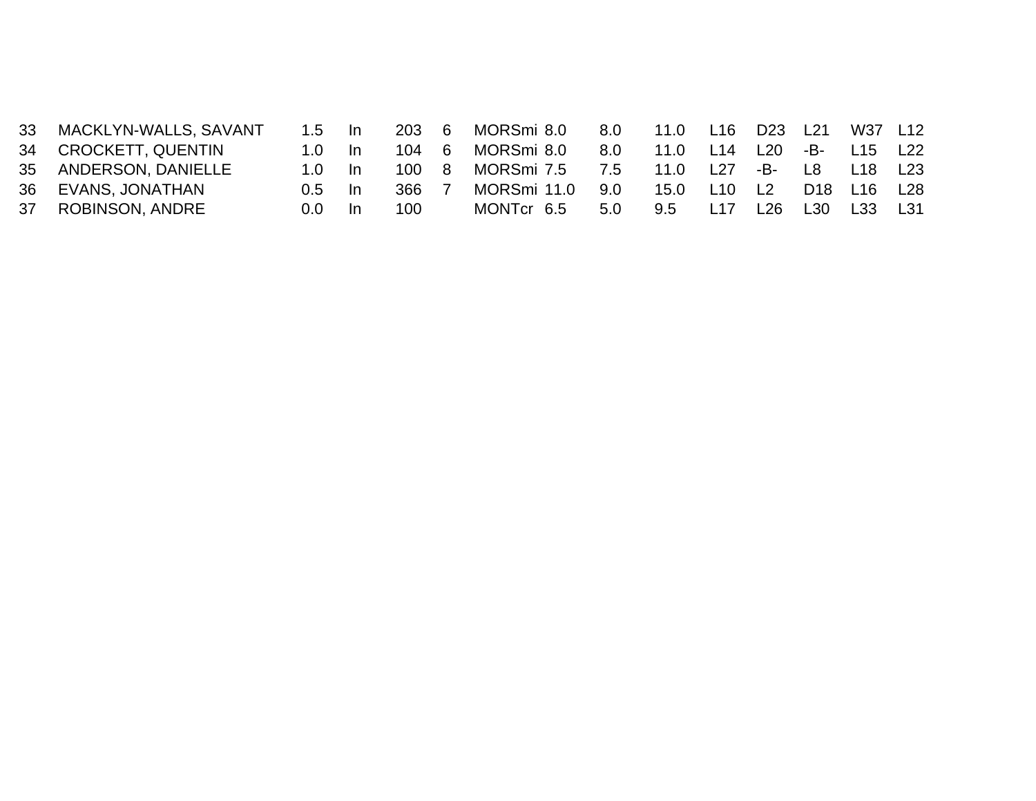| | | | | | | | | | | | | | | |
|---|---|---|---|---|---|---|---|---|---|---|---|---|---|---|
| 33 | MACKLYN-WALLS, SAVANT | 1.5 | In | 203 | 6 | MORSmi | 8.0 | 8.0 | 11.0 | L16 | D23 | L21 | W37 | L12 |
| 34 | CROCKETT, QUENTIN | 1.0 | In | 104 | 6 | MORSmi | 8.0 | 8.0 | 11.0 | L14 | L20 | -B- | L15 | L22 |
| 35 | ANDERSON, DANIELLE | 1.0 | In | 100 | 8 | MORSmi | 7.5 | 7.5 | 11.0 | L27 | -B- | L8 | L18 | L23 |
| 36 | EVANS, JONATHAN | 0.5 | In | 366 | 7 | MORSmi | 11.0 | 9.0 | 15.0 | L10 | L2 | D18 | L16 | L28 |
| 37 | ROBINSON, ANDRE | 0.0 | In | 100 | | MONTcr | 6.5 | 5.0 | 9.5 | L17 | L26 | L30 | L33 | L31 |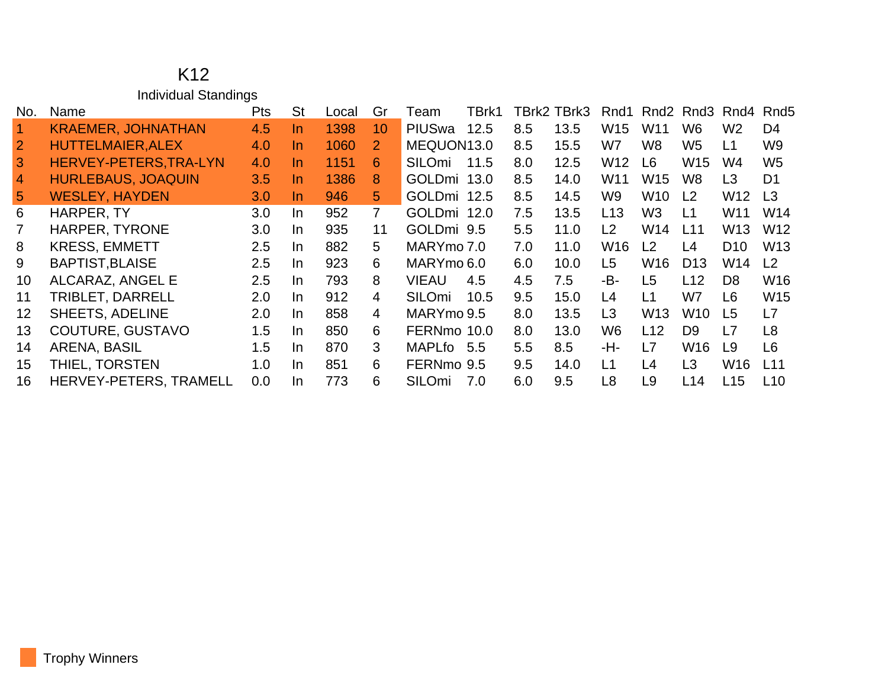# K12

## Individual Standings

| No. | Name | Pts | St | Local | Gr | Team | TBrk1 | TBrk2 | TBrk3 | Rnd1 | Rnd2 | Rnd3 | Rnd4 | Rnd5 |
|---|---|---|---|---|---|---|---|---|---|---|---|---|---|---|
| 1 | KRAEMER, JOHNATHAN | 4.5 | In | 1398 | 10 | PIUSwa | 12.5 | 8.5 | 13.5 | W15 | W11 | W6 | W2 | D4 |
| 2 | HUTTELMAIER,ALEX | 4.0 | In | 1060 | 2 | MEQUON | 13.0 | 8.5 | 15.5 | W7 | W8 | W5 | L1 | W9 |
| 3 | HERVEY-PETERS,TRA-LYN | 4.0 | In | 1151 | 6 | SILOmi | 11.5 | 8.0 | 12.5 | W12 | L6 | W15 | W4 | W5 |
| 4 | HURLEBAUS, JOAQUIN | 3.5 | In | 1386 | 8 | GOLDmi | 13.0 | 8.5 | 14.0 | W11 | W15 | W8 | L3 | D1 |
| 5 | WESLEY, HAYDEN | 3.0 | In | 946 | 5 | GOLDmi | 12.5 | 8.5 | 14.5 | W9 | W10 | L2 | W12 | L3 |
| 6 | HARPER, TY | 3.0 | In | 952 | 7 | GOLDmi | 12.0 | 7.5 | 13.5 | L13 | W3 | L1 | W11 | W14 |
| 7 | HARPER, TYRONE | 3.0 | In | 935 | 11 | GOLDmi | 9.5 | 5.5 | 11.0 | L2 | W14 | L11 | W13 | W12 |
| 8 | KRESS, EMMETT | 2.5 | In | 882 | 5 | MARYmo | 7.0 | 7.0 | 11.0 | W16 | L2 | L4 | D10 | W13 |
| 9 | BAPTIST,BLAISE | 2.5 | In | 923 | 6 | MARYmo | 6.0 | 6.0 | 10.0 | L5 | W16 | D13 | W14 | L2 |
| 10 | ALCARAZ, ANGEL E | 2.5 | In | 793 | 8 | VIEAU | 4.5 | 4.5 | 7.5 | -B- | L5 | L12 | D8 | W16 |
| 11 | TRIBLET, DARRELL | 2.0 | In | 912 | 4 | SILOmi | 10.5 | 9.5 | 15.0 | L4 | L1 | W7 | L6 | W15 |
| 12 | SHEETS, ADELINE | 2.0 | In | 858 | 4 | MARYmo | 9.5 | 8.0 | 13.5 | L3 | W13 | W10 | L5 | L7 |
| 13 | COUTURE, GUSTAVO | 1.5 | In | 850 | 6 | FERNmo | 10.0 | 8.0 | 13.0 | W6 | L12 | D9 | L7 | L8 |
| 14 | ARENA, BASIL | 1.5 | In | 870 | 3 | MAPLfo | 5.5 | 5.5 | 8.5 | -H- | L7 | W16 | L9 | L6 |
| 15 | THIEL, TORSTEN | 1.0 | In | 851 | 6 | FERNmo | 9.5 | 9.5 | 14.0 | L1 | L4 | L3 | W16 | L11 |
| 16 | HERVEY-PETERS, TRAMELL | 0.0 | In | 773 | 6 | SILOmi | 7.0 | 6.0 | 9.5 | L8 | L9 | L14 | L15 | L10 |

Trophy Winners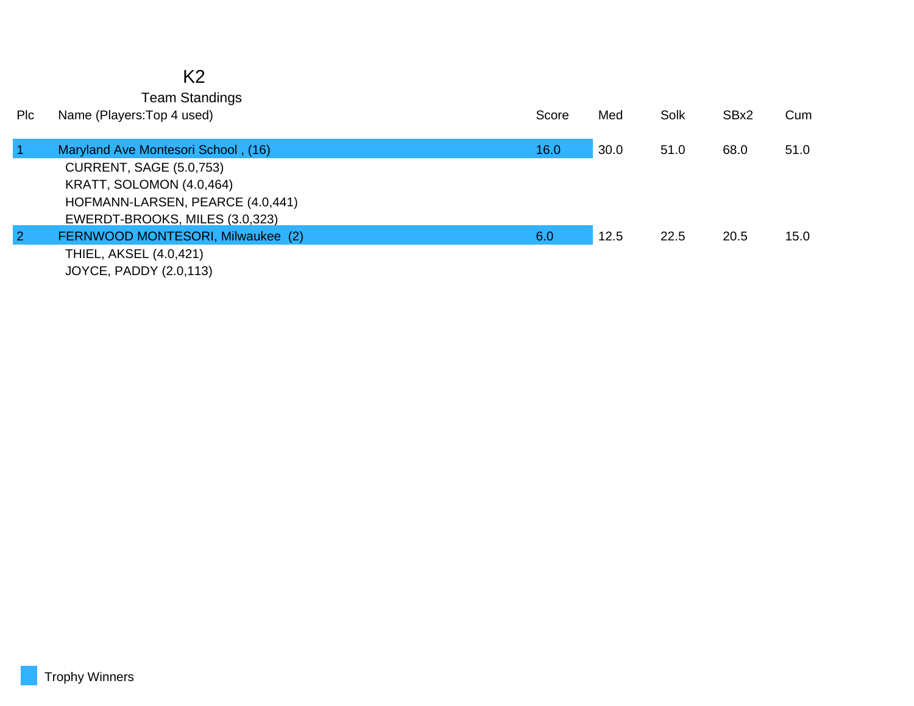# K2

## Team Standings

| Plc | Name (Players:Top 4 used) | Score | Med | Solk | SBx2 | Cum |
|---|---|---|---|---|---|---|
| 1 | Maryland Ave Montesori School , (16) | 16.0 | 30.0 | 51.0 | 68.0 | 51.0 |
| | CURRENT, SAGE (5.0,753) | | | | | |
| | KRATT, SOLOMON (4.0,464) | | | | | |
| | HOFMANN-LARSEN, PEARCE (4.0,441) | | | | | |
| | EWERDT-BROOKS, MILES (3.0,323) | | | | | |
| 2 | FERNWOOD MONTESORI, Milwaukee (2) | 6.0 | 12.5 | 22.5 | 20.5 | 15.0 |
| | THIEL, AKSEL (4.0,421) | | | | | |
| | JOYCE, PADDY (2.0,113) | | | | | |

Trophy Winners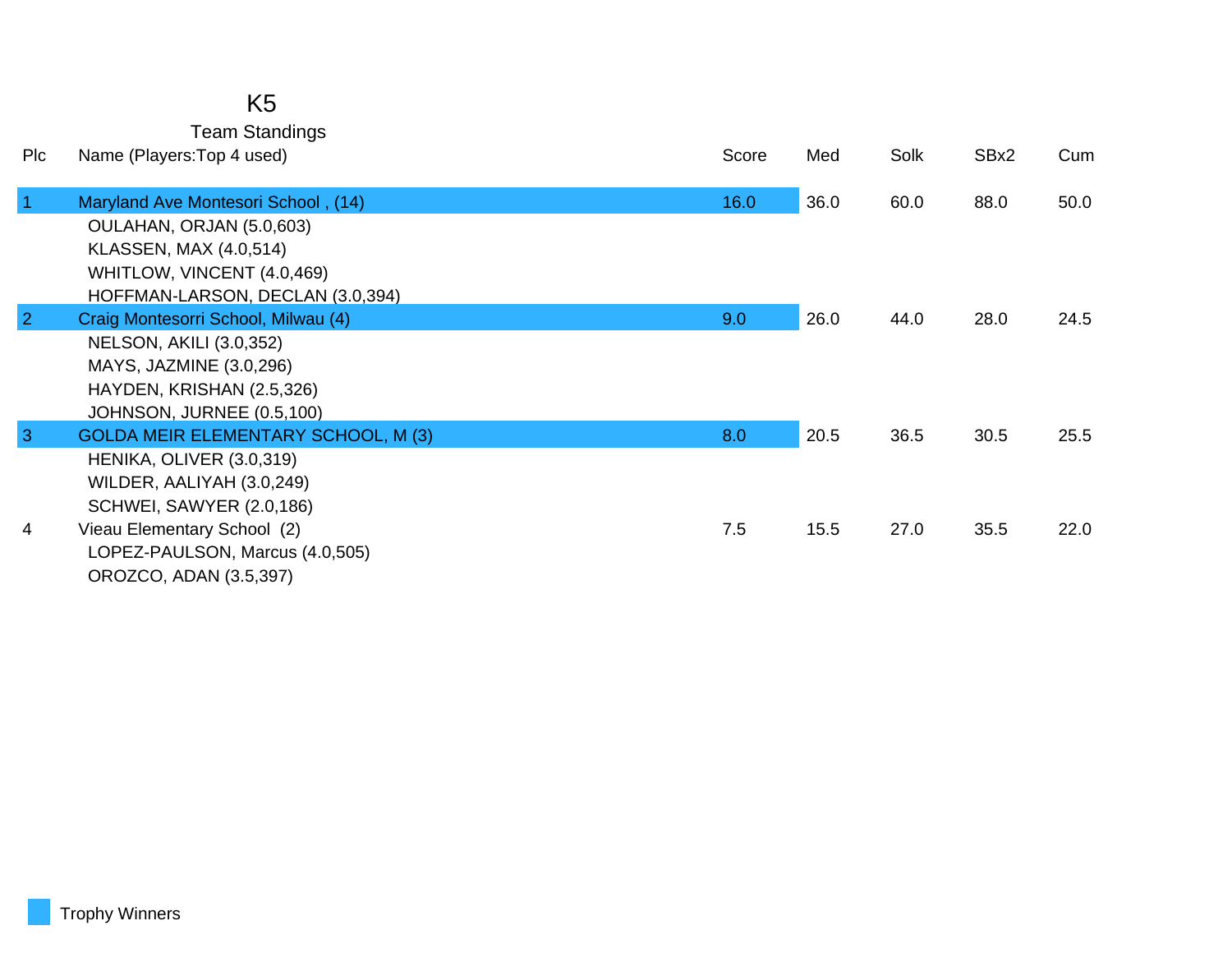# K5

## Team Standings

| Plc | Name (Players:Top 4 used) | Score | Med | Solk | SBx2 | Cum |
|---|---|---|---|---|---|---|
| 1 | Maryland Ave Montesori School , (14) | 16.0 | 36.0 | 60.0 | 88.0 | 50.0 |
| | OULAHAN, ORJAN (5.0,603) | | | | | |
| | KLASSEN, MAX (4.0,514) | | | | | |
| | WHITLOW, VINCENT (4.0,469) | | | | | |
| | HOFFMAN-LARSON, DECLAN (3.0,394) | | | | | |
| 2 | Craig Montesorri School, Milwau (4) | 9.0 | 26.0 | 44.0 | 28.0 | 24.5 |
| | NELSON, AKILI (3.0,352) | | | | | |
| | MAYS, JAZMINE (3.0,296) | | | | | |
| | HAYDEN, KRISHAN (2.5,326) | | | | | |
| | JOHNSON, JURNEE (0.5,100) | | | | | |
| 3 | GOLDA MEIR ELEMENTARY SCHOOL, M (3) | 8.0 | 20.5 | 36.5 | 30.5 | 25.5 |
| | HENIKA, OLIVER (3.0,319) | | | | | |
| | WILDER, AALIYAH (3.0,249) | | | | | |
| | SCHWEI, SAWYER (2.0,186) | | | | | |
| 4 | Vieau Elementary School (2) | 7.5 | 15.5 | 27.0 | 35.5 | 22.0 |
| | LOPEZ-PAULSON, Marcus (4.0,505) | | | | | |
| | OROZCO, ADAN (3.5,397) | | | | | |

Trophy Winners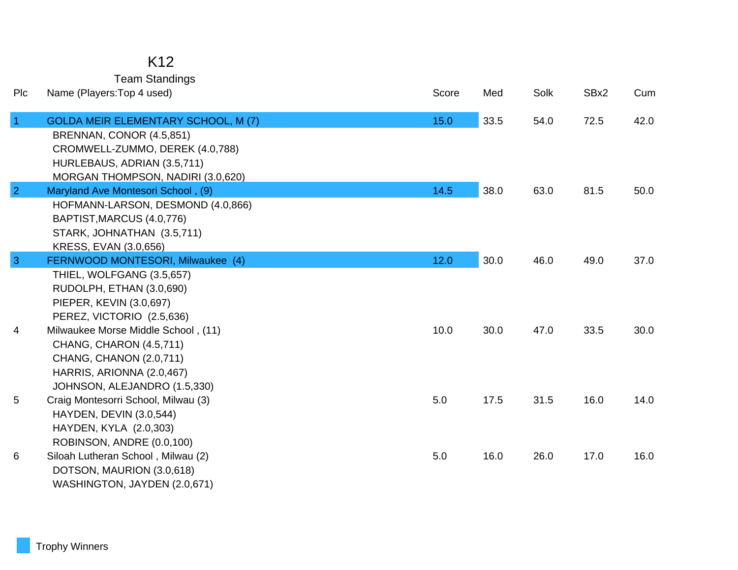# K12

## Team Standings

| Plc | Name (Players:Top 4 used) | Score | Med | Solk | SBx2 | Cum |
|---|---|---|---|---|---|---|
| 1 | GOLDA MEIR ELEMENTARY SCHOOL, M (7) | 15.0 | 33.5 | 54.0 | 72.5 | 42.0 |
| | BRENNAN, CONOR (4.5,851) | | | | | |
| | CROMWELL-ZUMMO, DEREK (4.0,788) | | | | | |
| | HURLEBAUS, ADRIAN (3.5,711) | | | | | |
| | MORGAN THOMPSON, NADIRI (3.0,620) | | | | | |
| 2 | Maryland Ave Montesori School , (9) | 14.5 | 38.0 | 63.0 | 81.5 | 50.0 |
| | HOFMANN-LARSON, DESMOND (4.0,866) | | | | | |
| | BAPTIST,MARCUS (4.0,776) | | | | | |
| | STARK, JOHNATHAN (3.5,711) | | | | | |
| | KRESS, EVAN (3.0,656) | | | | | |
| 3 | FERNWOOD MONTESORI, Milwaukee (4) | 12.0 | 30.0 | 46.0 | 49.0 | 37.0 |
| | THIEL, WOLFGANG (3.5,657) | | | | | |
| | RUDOLPH, ETHAN (3.0,690) | | | | | |
| | PIEPER, KEVIN (3.0,697) | | | | | |
| | PEREZ, VICTORIO (2.5,636) | | | | | |
| 4 | Milwaukee Morse Middle School , (11) | 10.0 | 30.0 | 47.0 | 33.5 | 30.0 |
| | CHANG, CHARON (4.5,711) | | | | | |
| | CHANG, CHANON (2.0,711) | | | | | |
| | HARRIS, ARIONNA (2.0,467) | | | | | |
| | JOHNSON, ALEJANDRO (1.5,330) | | | | | |
| 5 | Craig Montesorri School, Milwau (3) | 5.0 | 17.5 | 31.5 | 16.0 | 14.0 |
| | HAYDEN, DEVIN (3.0,544) | | | | | |
| | HAYDEN, KYLA (2.0,303) | | | | | |
| | ROBINSON, ANDRE (0.0,100) | | | | | |
| 6 | Siloah Lutheran School , Milwau (2) | 5.0 | 16.0 | 26.0 | 17.0 | 16.0 |
| | DOTSON, MAURION (3.0,618) | | | | | |
| | WASHINGTON, JAYDEN (2.0,671) | | | | | |

Trophy Winners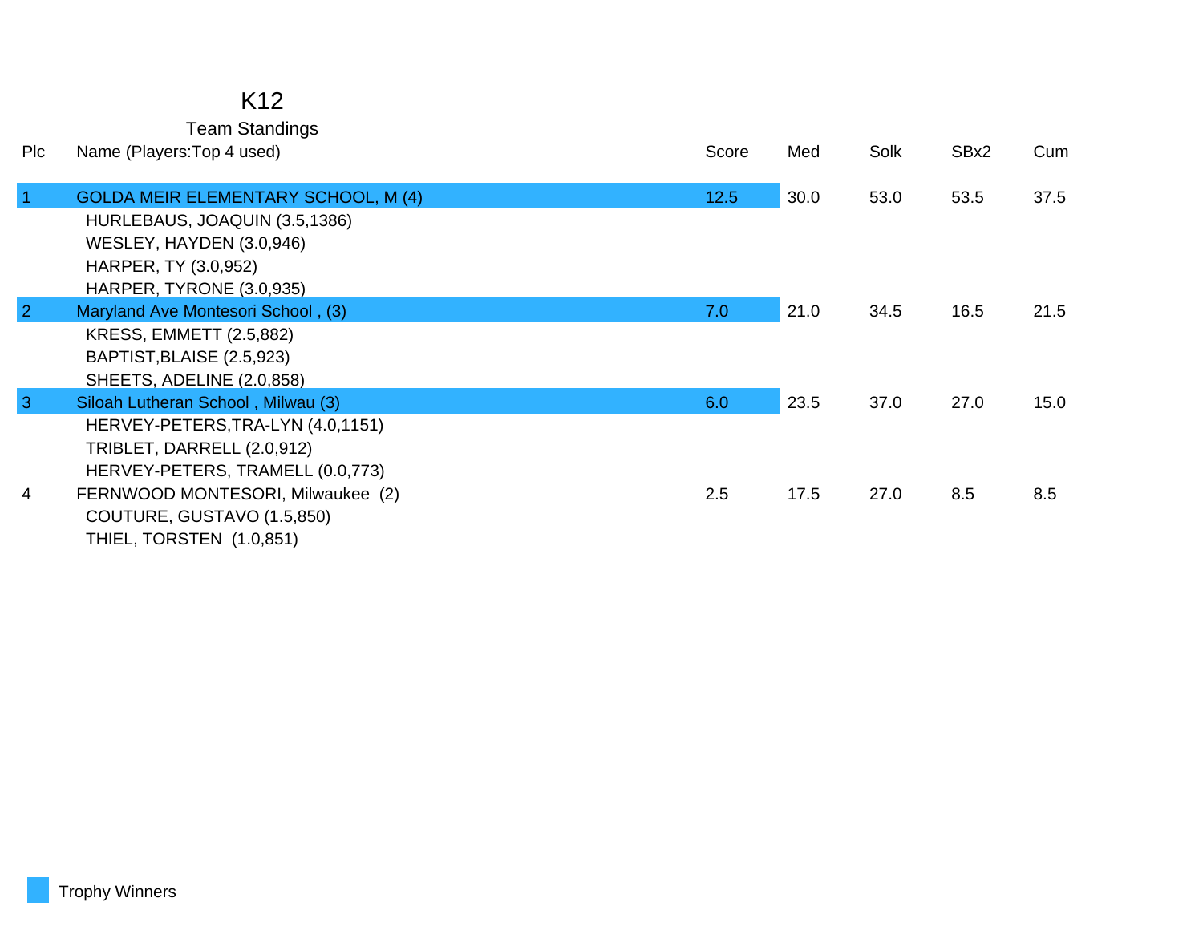# K12

## Team Standings

| Plc | Name (Players:Top 4 used) | Score | Med | Solk | SBx2 | Cum |
|---|---|---|---|---|---|---|
| 1 | GOLDA MEIR ELEMENTARY SCHOOL, M (4) | 12.5 | 30.0 | 53.0 | 53.5 | 37.5 |
| | HURLEBAUS, JOAQUIN (3.5,1386) | | | | | |
| | WESLEY, HAYDEN (3.0,946) | | | | | |
| | HARPER, TY (3.0,952) | | | | | |
| | HARPER, TYRONE (3.0,935) | | | | | |
| 2 | Maryland Ave Montesori School , (3) | 7.0 | 21.0 | 34.5 | 16.5 | 21.5 |
| | KRESS, EMMETT (2.5,882) | | | | | |
| | BAPTIST,BLAISE (2.5,923) | | | | | |
| | SHEETS, ADELINE (2.0,858) | | | | | |
| 3 | Siloah Lutheran School , Milwau (3) | 6.0 | 23.5 | 37.0 | 27.0 | 15.0 |
| | HERVEY-PETERS,TRA-LYN (4.0,1151) | | | | | |
| | TRIBLET, DARRELL (2.0,912) | | | | | |
| | HERVEY-PETERS, TRAMELL (0.0,773) | | | | | |
| 4 | FERNWOOD MONTESORI, Milwaukee (2) | 2.5 | 17.5 | 27.0 | 8.5 | 8.5 |
| | COUTURE, GUSTAVO (1.5,850) | | | | | |
| | THIEL, TORSTEN (1.0,851) | | | | | |

Trophy Winners